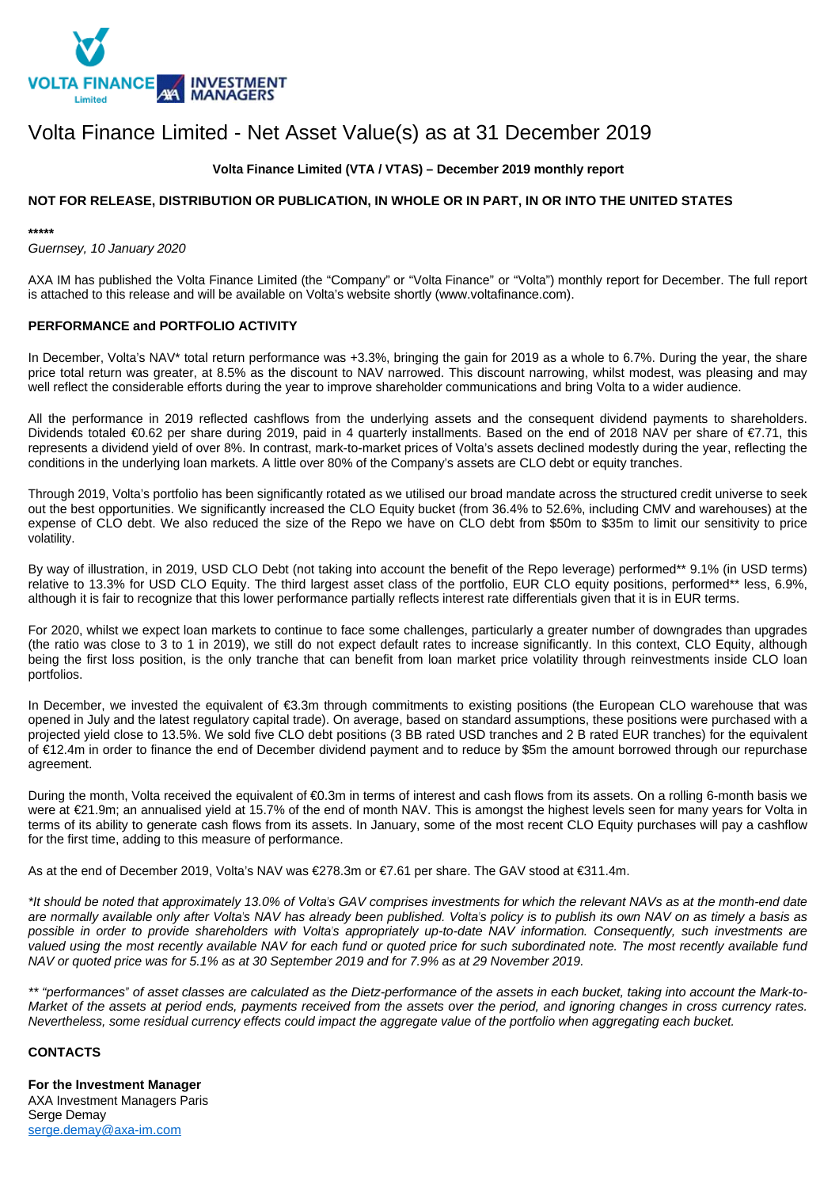# Volta Finance Limited - Net Asset Value(s) as at 31 December 2019

**Volta Finance Limited (VTA / VTAS) – December 2019 monthly report**

**NOT FOR RELEASE, DISTRIBUTION OR PUBLICATION, IN WHOLE OR IN PART, IN OR INTO THE UNITED STATES**

**\*\*\*\*\***

*Guernsey, 10 January 2020*

AXA IM has published the Volta Finance Limited (the "Company" or "Volta Finance" or "Volta") monthly report for December. The full report is attached to this release and will be available on Volta's website shortly (www.voltafinance.com).

**PERFORMANCE and PORTFOLIO ACTIVITY**

In December, Volta's NAV* total return performance was +3.3%, bringing the gain for 2019 as a whole to 6.7%. During the year, the share price total return was greater, at 8.5% as the discount to NAV narrowed. This discount narrowing, whilst modest, was pleasing and may well reflect the considerable efforts during the year to improve shareholder communications and bring Volta to a wider audience.

All the performance in 2019 reflected cashflows from the underlying assets and the consequent dividend payments to shareholders. Dividends totaled €0.62 per share during 2019, paid in 4 quarterly installments. Based on the end of 2018 NAV per share of €7.71, this represents a dividend yield of over 8%. In contrast, mark-to-market prices of Volta's assets declined modestly during the year, reflecting the conditions in the underlying loan markets. A little over 80% of the Company's assets are CLO debt or equity tranches.

Through 2019, Volta's portfolio has been significantly rotated as we utilised our broad mandate across the structured credit universe to seek out the best opportunities. We significantly increased the CLO Equity bucket (from 36.4% to 52.6%, including CMV and warehouses) at the expense of CLO debt. We also reduced the size of the Repo we have on CLO debt from $50m to $35m to limit our sensitivity to price volatility.

By way of illustration, in 2019, USD CLO Debt (not taking into account the benefit of the Repo leverage) performed** 9.1% (in USD terms) relative to 13.3% for USD CLO Equity. The third largest asset class of the portfolio, EUR CLO equity positions, performed** less, 6.9%, although it is fair to recognize that this lower performance partially reflects interest rate differentials given that it is in EUR terms.

For 2020, whilst we expect loan markets to continue to face some challenges, particularly a greater number of downgrades than upgrades (the ratio was close to 3 to 1 in 2019), we still do not expect default rates to increase significantly. In this context, CLO Equity, although being the first loss position, is the only tranche that can benefit from loan market price volatility through reinvestments inside CLO loan portfolios.

In December, we invested the equivalent of €3.3m through commitments to existing positions (the European CLO warehouse that was opened in July and the latest regulatory capital trade). On average, based on standard assumptions, these positions were purchased with a projected yield close to 13.5%. We sold five CLO debt positions (3 BB rated USD tranches and 2 B rated EUR tranches) for the equivalent of €12.4m in order to finance the end of December dividend payment and to reduce by $5m the amount borrowed through our repurchase agreement.

During the month, Volta received the equivalent of €0.3m in terms of interest and cash flows from its assets. On a rolling 6-month basis we were at €21.9m; an annualised yield at 15.7% of the end of month NAV. This is amongst the highest levels seen for many years for Volta in terms of its ability to generate cash flows from its assets. In January, some of the most recent CLO Equity purchases will pay a cashflow for the first time, adding to this measure of performance.

As at the end of December 2019, Volta's NAV was €278.3m or €7.61 per share. The GAV stood at €311.4m.

*\*It should be noted that approximately 13.0% of Volta's GAV comprises investments for which the relevant NAVs as at the month-end date are normally available only after Volta's NAV has already been published. Volta's policy is to publish its own NAV on as timely a basis as possible in order to provide shareholders with Volta's appropriately up-to-date NAV information. Consequently, such investments are valued using the most recently available NAV for each fund or quoted price for such subordinated note. The most recently available fund NAV or quoted price was for 5.1% as at 30 September 2019 and for 7.9% as at 29 November 2019.*

*\*\* "performances" of asset classes are calculated as the Dietz-performance of the assets in each bucket, taking into account the Mark-to-Market of the assets at period ends, payments received from the assets over the period, and ignoring changes in cross currency rates. Nevertheless, some residual currency effects could impact the aggregate value of the portfolio when aggregating each bucket.*

**CONTACTS**

**For the Investment Manager**
AXA Investment Managers Paris
Serge Demay
serge.demay@axa-im.com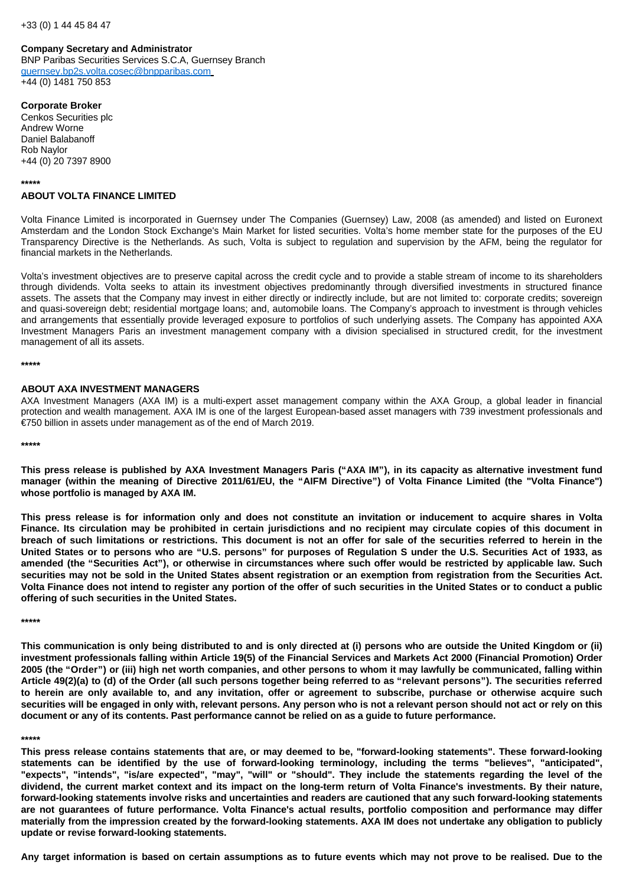+33 (0) 1 44 45 84 47

**Company Secretary and Administrator**
BNP Paribas Securities Services S.C.A, Guernsey Branch
guernsey.bp2s.volta.cosec@bnpparibas.com
+44 (0) 1481 750 853

**Corporate Broker**
Cenkos Securities plc
Andrew Worne
Daniel Balabanoff
Rob Naylor
+44 (0) 20 7397 8900

*****

**ABOUT VOLTA FINANCE LIMITED**

Volta Finance Limited is incorporated in Guernsey under The Companies (Guernsey) Law, 2008 (as amended) and listed on Euronext Amsterdam and the London Stock Exchange's Main Market for listed securities. Volta's home member state for the purposes of the EU Transparency Directive is the Netherlands. As such, Volta is subject to regulation and supervision by the AFM, being the regulator for financial markets in the Netherlands.

Volta's investment objectives are to preserve capital across the credit cycle and to provide a stable stream of income to its shareholders through dividends. Volta seeks to attain its investment objectives predominantly through diversified investments in structured finance assets. The assets that the Company may invest in either directly or indirectly include, but are not limited to: corporate credits; sovereign and quasi-sovereign debt; residential mortgage loans; and, automobile loans. The Company's approach to investment is through vehicles and arrangements that essentially provide leveraged exposure to portfolios of such underlying assets. The Company has appointed AXA Investment Managers Paris an investment management company with a division specialised in structured credit, for the investment management of all its assets.

*****

**ABOUT AXA INVESTMENT MANAGERS**

AXA Investment Managers (AXA IM) is a multi-expert asset management company within the AXA Group, a global leader in financial protection and wealth management. AXA IM is one of the largest European-based asset managers with 739 investment professionals and €750 billion in assets under management as of the end of March 2019.

*****

**This press release is published by AXA Investment Managers Paris ("AXA IM"), in its capacity as alternative investment fund manager (within the meaning of Directive 2011/61/EU, the "AIFM Directive") of Volta Finance Limited (the "Volta Finance") whose portfolio is managed by AXA IM.**

**This press release is for information only and does not constitute an invitation or inducement to acquire shares in Volta Finance. Its circulation may be prohibited in certain jurisdictions and no recipient may circulate copies of this document in breach of such limitations or restrictions. This document is not an offer for sale of the securities referred to herein in the United States or to persons who are "U.S. persons" for purposes of Regulation S under the U.S. Securities Act of 1933, as amended (the "Securities Act"), or otherwise in circumstances where such offer would be restricted by applicable law. Such securities may not be sold in the United States absent registration or an exemption from registration from the Securities Act. Volta Finance does not intend to register any portion of the offer of such securities in the United States or to conduct a public offering of such securities in the United States.**

*****

**This communication is only being distributed to and is only directed at (i) persons who are outside the United Kingdom or (ii) investment professionals falling within Article 19(5) of the Financial Services and Markets Act 2000 (Financial Promotion) Order 2005 (the "Order") or (iii) high net worth companies, and other persons to whom it may lawfully be communicated, falling within Article 49(2)(a) to (d) of the Order (all such persons together being referred to as "relevant persons"). The securities referred to herein are only available to, and any invitation, offer or agreement to subscribe, purchase or otherwise acquire such securities will be engaged in only with, relevant persons. Any person who is not a relevant person should not act or rely on this document or any of its contents. Past performance cannot be relied on as a guide to future performance.**

*****

**This press release contains statements that are, or may deemed to be, "forward-looking statements". These forward-looking statements can be identified by the use of forward-looking terminology, including the terms "believes", "anticipated", "expects", "intends", "is/are expected", "may", "will" or "should". They include the statements regarding the level of the dividend, the current market context and its impact on the long-term return of Volta Finance's investments. By their nature, forward-looking statements involve risks and uncertainties and readers are cautioned that any such forward-looking statements are not guarantees of future performance. Volta Finance's actual results, portfolio composition and performance may differ materially from the impression created by the forward-looking statements. AXA IM does not undertake any obligation to publicly update or revise forward-looking statements.**

**Any target information is based on certain assumptions as to future events which may not prove to be realised. Due to the**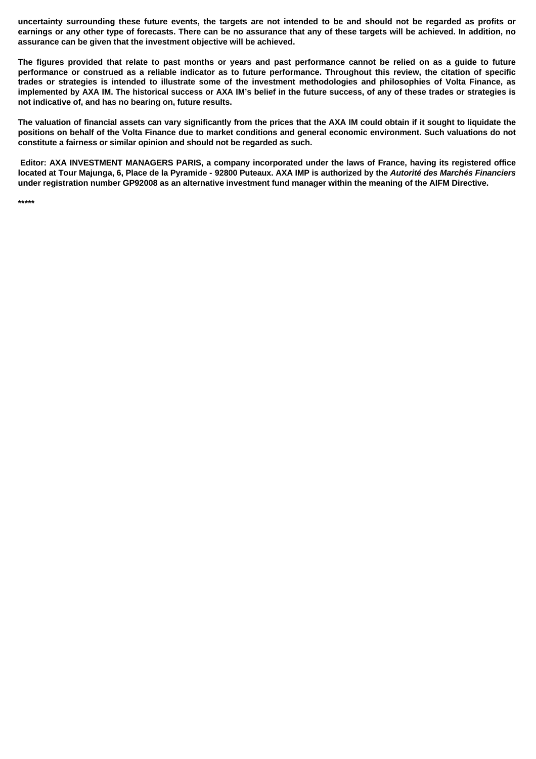**uncertainty surrounding these future events, the targets are not intended to be and should not be regarded as profits or earnings or any other type of forecasts. There can be no assurance that any of these targets will be achieved. In addition, no assurance can be given that the investment objective will be achieved.**

**The figures provided that relate to past months or years and past performance cannot be relied on as a guide to future performance or construed as a reliable indicator as to future performance. Throughout this review, the citation of specific trades or strategies is intended to illustrate some of the investment methodologies and philosophies of Volta Finance, as implemented by AXA IM. The historical success or AXA IM's belief in the future success, of any of these trades or strategies is not indicative of, and has no bearing on, future results.**

**The valuation of financial assets can vary significantly from the prices that the AXA IM could obtain if it sought to liquidate the positions on behalf of the Volta Finance due to market conditions and general economic environment. Such valuations do not constitute a fairness or similar opinion and should not be regarded as such.**

**Editor: AXA INVESTMENT MANAGERS PARIS, a company incorporated under the laws of France, having its registered office located at Tour Majunga, 6, Place de la Pyramide - 92800 Puteaux. AXA IMP is authorized by the *Autorité des Marchés Financiers* under registration number GP92008 as an alternative investment fund manager within the meaning of the AIFM Directive.**

*****